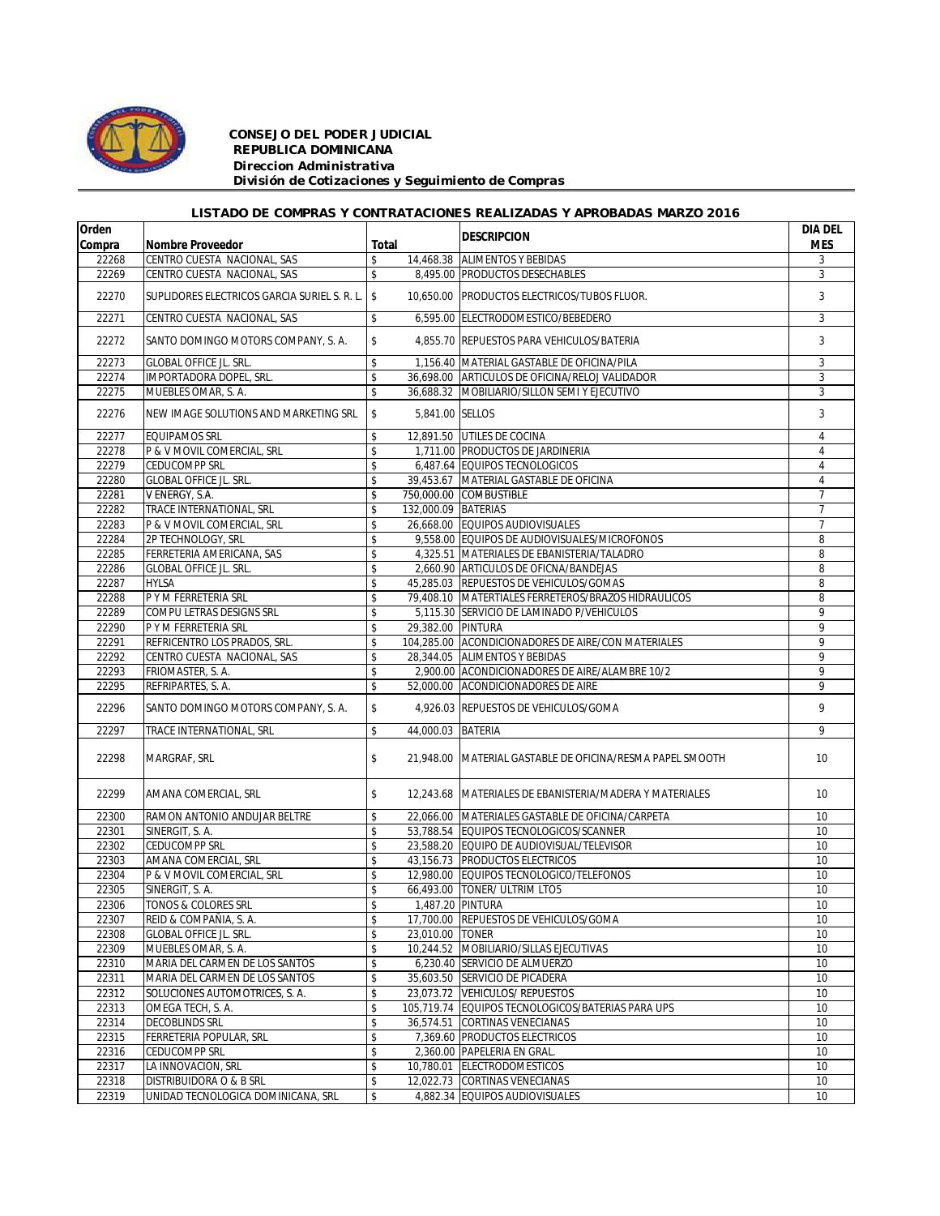**CONSEJO DEL PODER JUDICIAL**
**REPUBLICA DOMINICANA**
***Direccion Administrativa***
***División de Cotizaciones y Seguimiento de Compras***

## LISTADO DE COMPRAS Y CONTRATACIONES REALIZADAS Y APROBADAS MARZO 2016

| Orden Compra | Nombre Proveedor | Total | DESCRIPCION | DIA DEL MES |
|---|---|---|---|---|
| 22268 | CENTRO CUESTA NACIONAL, SAS | $ 14,468.38 | ALIMENTOS Y BEBIDAS | 3 |
| 22269 | CENTRO CUESTA NACIONAL, SAS | $ 8,495.00 | PRODUCTOS DESECHABLES | 3 |
| 22270 | SUPLIDORES ELECTRICOS GARCIA SURIEL S. R. L. | $ 10,650.00 | PRODUCTOS ELECTRICOS/TUBOS FLUOR. | 3 |
| 22271 | CENTRO CUESTA NACIONAL, SAS | $ 6,595.00 | ELECTRODOMESTICO/BEBEDERO | 3 |
| 22272 | SANTO DOMINGO MOTORS COMPANY, S. A. | $ 4,855.70 | REPUESTOS PARA VEHICULOS/BATERIA | 3 |
| 22273 | GLOBAL OFFICE JL. SRL. | $ 1,156.40 | MATERIAL GASTABLE DE OFICINA/PILA | 3 |
| 22274 | IMPORTADORA DOPEL, SRL. | $ 36,698.00 | ARTICULOS DE OFICINA/RELOJ VALIDADOR | 3 |
| 22275 | MUEBLES OMAR, S. A. | $ 36,688.32 | MOBILIARIO/SILLON SEMI Y EJECUTIVO | 3 |
| 22276 | NEW IMAGE SOLUTIONS AND MARKETING SRL | $ 5,841.00 | SELLOS | 3 |
| 22277 | EQUIPAMOS SRL | $ 12,891.50 | UTILES DE COCINA | 4 |
| 22278 | P & V MOVIL COMERCIAL, SRL | $ 1,711.00 | PRODUCTOS DE JARDINERIA | 4 |
| 22279 | CEDUCOMPP SRL | $ 6,487.64 | EQUIPOS TECNOLOGICOS | 4 |
| 22280 | GLOBAL OFFICE JL. SRL. | $ 39,453.67 | MATERIAL GASTABLE DE OFICINA | 4 |
| 22281 | V ENERGY, S.A. | $ 750,000.00 | COMBUSTIBLE | 7 |
| 22282 | TRACE INTERNATIONAL, SRL | $ 132,000.09 | BATERIAS | 7 |
| 22283 | P & V MOVIL COMERCIAL, SRL | $ 26,668.00 | EQUIPOS AUDIOVISUALES | 7 |
| 22284 | 2P TECHNOLOGY, SRL | $ 9,558.00 | EQUIPOS DE AUDIOVISUALES/MICROFONOS | 8 |
| 22285 | FERRETERIA AMERICANA, SAS | $ 4,325.51 | MATERIALES DE EBANISTERIA/TALADRO | 8 |
| 22286 | GLOBAL OFFICE JL. SRL. | $ 2,660.90 | ARTICULOS DE OFICNA/BANDEJAS | 8 |
| 22287 | HYLSA | $ 45,285.03 | REPUESTOS DE VEHICULOS/GOMAS | 8 |
| 22288 | P Y M FERRETERIA SRL | $ 79,408.10 | MATERTIALES FERRETEROS/BRAZOS HIDRAULICOS | 8 |
| 22289 | COMPU LETRAS DESIGNS SRL | $ 5,115.30 | SERVICIO DE LAMINADO P/VEHICULOS | 9 |
| 22290 | P Y M FERRETERIA SRL | $ 29,382.00 | PINTURA | 9 |
| 22291 | REFRICENTRO LOS PRADOS, SRL. | $ 104,285.00 | ACONDICIONADORES DE AIRE/CON MATERIALES | 9 |
| 22292 | CENTRO CUESTA NACIONAL, SAS | $ 28,344.05 | ALIMENTOS Y BEBIDAS | 9 |
| 22293 | FRIOMASTER, S. A. | $ 2,900.00 | ACONDICIONADORES DE AIRE/ALAMBRE 10/2 | 9 |
| 22295 | REFRIPARTES, S. A. | $ 52,000.00 | ACONDICIONADORES DE AIRE | 9 |
| 22296 | SANTO DOMINGO MOTORS COMPANY, S. A. | $ 4,926.03 | REPUESTOS DE VEHICULOS/GOMA | 9 |
| 22297 | TRACE INTERNATIONAL, SRL | $ 44,000.03 | BATERIA | 9 |
| 22298 | MARGRAF, SRL | $ 21,948.00 | MATERIAL GASTABLE DE OFICINA/RESMA PAPEL SMOOTH | 10 |
| 22299 | AMANA COMERCIAL, SRL | $ 12,243.68 | MATERIALES DE EBANISTERIA/MADERA Y MATERIALES | 10 |
| 22300 | RAMON ANTONIO ANDUJAR BELTRE | $ 22,066.00 | MATERIALES GASTABLE DE OFICINA/CARPETA | 10 |
| 22301 | SINERGIT, S. A. | $ 53,788.54 | EQUIPOS TECNOLOGICOS/SCANNER | 10 |
| 22302 | CEDUCOMPP SRL | $ 23,588.20 | EQUIPO DE AUDIOVISUAL/TELEVISOR | 10 |
| 22303 | AMANA COMERCIAL, SRL | $ 43,156.73 | PRODUCTOS ELECTRICOS | 10 |
| 22304 | P & V MOVIL COMERCIAL, SRL | $ 12,980.00 | EQUIPOS TECNOLOGICO/TELEFONOS | 10 |
| 22305 | SINERGIT, S. A. | $ 66,493.00 | TONER/ ULTRIM LTO5 | 10 |
| 22306 | TONOS & COLORES SRL | $ 1,487.20 | PINTURA | 10 |
| 22307 | REID & COMPAÑIA, S. A. | $ 17,700.00 | REPUESTOS DE VEHICULOS/GOMA | 10 |
| 22308 | GLOBAL OFFICE JL. SRL. | $ 23,010.00 | TONER | 10 |
| 22309 | MUEBLES OMAR, S. A. | $ 10,244.52 | MOBILIARIO/SILLAS EJECUTIVAS | 10 |
| 22310 | MARIA DEL CARMEN DE LOS SANTOS | $ 6,230.40 | SERVICIO DE ALMUERZO | 10 |
| 22311 | MARIA DEL CARMEN DE LOS SANTOS | $ 35,603.50 | SERVICIO DE PICADERA | 10 |
| 22312 | SOLUCIONES AUTOMOTRICES, S. A. | $ 23,073.72 | VEHICULOS/ REPUESTOS | 10 |
| 22313 | OMEGA TECH, S. A. | $ 105,719.74 | EQUIPOS TECNOLOGICOS/BATERIAS PARA UPS | 10 |
| 22314 | DECOBLINDS SRL | $ 36,574.51 | CORTINAS VENECIANAS | 10 |
| 22315 | FERRETERIA POPULAR, SRL | $ 7,369.60 | PRODUCTOS ELECTRICOS | 10 |
| 22316 | CEDUCOMPP SRL | $ 2,360.00 | PAPELERIA EN GRAL. | 10 |
| 22317 | LA INNOVACION, SRL | $ 10,780.01 | ELECTRODOMESTICOS | 10 |
| 22318 | DISTRIBUIDORA O & B SRL | $ 12,022.73 | CORTINAS VENECIANAS | 10 |
| 22319 | UNIDAD TECNOLOGICA DOMINICANA, SRL | $ 4,882.34 | EQUIPOS AUDIOVISUALES | 10 |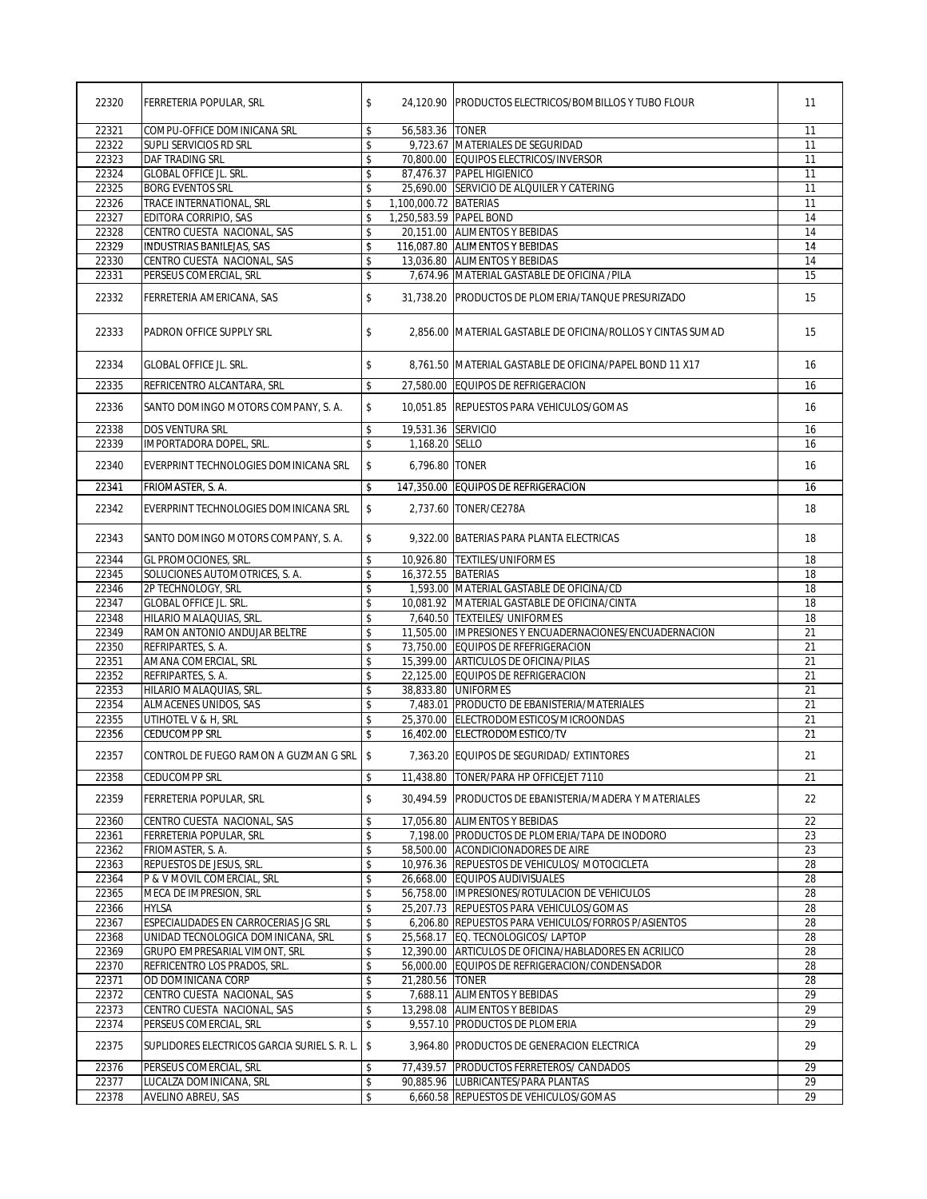| | | | | | |
|---|---|---|---|---|---|
| 22320 | FERRETERIA POPULAR, SRL | $ | 24,120.90 | PRODUCTOS ELECTRICOS/BOMBILLOS Y TUBO FLOUR | 11 |
| 22321 | COMPU-OFFICE DOMINICANA SRL | $ | 56,583.36 | TONER | 11 |
| 22322 | SUPLI SERVICIOS RD SRL | $ | 9,723.67 | MATERIALES DE SEGURIDAD | 11 |
| 22323 | DAF TRADING SRL | $ | 70,800.00 | EQUIPOS ELECTRICOS/INVERSOR | 11 |
| 22324 | GLOBAL OFFICE JL. SRL. | $ | 87,476.37 | PAPEL HIGIENICO | 11 |
| 22325 | BORG EVENTOS SRL | $ | 25,690.00 | SERVICIO DE ALQUILER Y CATERING | 11 |
| 22326 | TRACE INTERNATIONAL, SRL | $ | 1,100,000.72 | BATERIAS | 11 |
| 22327 | EDITORA CORRIPIO, SAS | $ | 1,250,583.59 | PAPEL BOND | 14 |
| 22328 | CENTRO CUESTA NACIONAL, SAS | $ | 20,151.00 | ALIMENTOS Y BEBIDAS | 14 |
| 22329 | INDUSTRIAS BANILEJAS, SAS | $ | 116,087.80 | ALIMENTOS Y BEBIDAS | 14 |
| 22330 | CENTRO CUESTA NACIONAL, SAS | $ | 13,036.80 | ALIMENTOS Y BEBIDAS | 14 |
| 22331 | PERSEUS COMERCIAL, SRL | $ | 7,674.96 | MATERIAL GASTABLE DE OFICINA /PILA | 15 |
| 22332 | FERRETERIA AMERICANA, SAS | $ | 31,738.20 | PRODUCTOS DE PLOMERIA/TANQUE PRESURIZADO | 15 |
| 22333 | PADRON OFFICE SUPPLY SRL | $ | 2,856.00 | MATERIAL GASTABLE DE OFICINA/ROLLOS Y CINTAS SUMAD | 15 |
| 22334 | GLOBAL OFFICE JL. SRL. | $ | 8,761.50 | MATERIAL GASTABLE DE OFICINA/PAPEL BOND 11 X17 | 16 |
| 22335 | REFRICENTRO ALCANTARA, SRL | $ | 27,580.00 | EQUIPOS DE REFRIGERACION | 16 |
| 22336 | SANTO DOMINGO MOTORS COMPANY, S. A. | $ | 10,051.85 | REPUESTOS PARA VEHICULOS/GOMAS | 16 |
| 22338 | DOS VENTURA SRL | $ | 19,531.36 | SERVICIO | 16 |
| 22339 | IMPORTADORA DOPEL, SRL. | $ | 1,168.20 | SELLO | 16 |
| 22340 | EVERPRINT TECHNOLOGIES DOMINICANA SRL | $ | 6,796.80 | TONER | 16 |
| 22341 | FRIOMASTER, S. A. | $ | 147,350.00 | EQUIPOS DE REFRIGERACION | 16 |
| 22342 | EVERPRINT TECHNOLOGIES DOMINICANA SRL | $ | 2,737.60 | TONER/CE278A | 18 |
| 22343 | SANTO DOMINGO MOTORS COMPANY, S. A. | $ | 9,322.00 | BATERIAS PARA PLANTA ELECTRICAS | 18 |
| 22344 | GL PROMOCIONES, SRL. | $ | 10,926.80 | TEXTILES/UNIFORMES | 18 |
| 22345 | SOLUCIONES AUTOMOTRICES, S. A. | $ | 16,372.55 | BATERIAS | 18 |
| 22346 | 2P TECHNOLOGY, SRL | $ | 1,593.00 | MATERIAL GASTABLE DE OFICINA/CD | 18 |
| 22347 | GLOBAL OFFICE JL. SRL. | $ | 10,081.92 | MATERIAL GASTABLE DE OFICINA/CINTA | 18 |
| 22348 | HILARIO MALAQUIAS, SRL. | $ | 7,640.50 | TEXTEILES/ UNIFORMES | 18 |
| 22349 | RAMON ANTONIO ANDUJAR BELTRE | $ | 11,505.00 | IMPRESIONES Y ENCUADERNACIONES/ENCUADERNACION | 21 |
| 22350 | REFRIPARTES, S. A. | $ | 73,750.00 | EQUIPOS DE RFEFRIGERACION | 21 |
| 22351 | AMANA COMERCIAL, SRL | $ | 15,399.00 | ARTICULOS DE OFICINA/PILAS | 21 |
| 22352 | REFRIPARTES, S. A. | $ | 22,125.00 | EQUIPOS DE REFRIGERACION | 21 |
| 22353 | HILARIO MALAQUIAS, SRL. | $ | 38,833.80 | UNIFORMES | 21 |
| 22354 | ALMACENES UNIDOS, SAS | $ | 7,483.01 | PRODUCTO DE EBANISTERIA/MATERIALES | 21 |
| 22355 | UTIHOTEL V & H, SRL | $ | 25,370.00 | ELECTRODOMESTICOS/MICROONDAS | 21 |
| 22356 | CEDUCOMPP SRL | $ | 16,402.00 | ELECTRODOMESTICO/TV | 21 |
| 22357 | CONTROL DE FUEGO RAMON A GUZMAN G SRL | $ | 7,363.20 | EQUIPOS DE SEGURIDAD/ EXTINTORES | 21 |
| 22358 | CEDUCOMPP SRL | $ | 11,438.80 | TONER/PARA HP OFFICEJET 7110 | 21 |
| 22359 | FERRETERIA POPULAR, SRL | $ | 30,494.59 | PRODUCTOS DE EBANISTERIA/MADERA Y MATERIALES | 22 |
| 22360 | CENTRO CUESTA NACIONAL, SAS | $ | 17,056.80 | ALIMENTOS Y BEBIDAS | 22 |
| 22361 | FERRETERIA POPULAR, SRL | $ | 7,198.00 | PRODUCTOS DE PLOMERIA/TAPA DE INODORO | 23 |
| 22362 | FRIOMASTER, S. A. | $ | 58,500.00 | ACONDICIONADORES DE AIRE | 23 |
| 22363 | REPUESTOS DE JESUS, SRL. | $ | 10,976.36 | REPUESTOS DE VEHICULOS/ MOTOCICLETA | 28 |
| 22364 | P & V MOVIL COMERCIAL, SRL | $ | 26,668.00 | EQUIPOS AUDIVISUALES | 28 |
| 22365 | MECA DE IMPRESION, SRL | $ | 56,758.00 | IMPRESIONES/ROTULACION DE VEHICULOS | 28 |
| 22366 | HYLSA | $ | 25,207.73 | REPUESTOS PARA VEHICULOS/GOMAS | 28 |
| 22367 | ESPECIALIDADES EN CARROCERIAS JG SRL | $ | 6,206.80 | REPUESTOS PARA VEHICULOS/FORROS P/ASIENTOS | 28 |
| 22368 | UNIDAD TECNOLOGICA DOMINICANA, SRL | $ | 25,568.17 | EQ. TECNOLOGICOS/ LAPTOP | 28 |
| 22369 | GRUPO EMPRESARIAL VIMONT, SRL | $ | 12,390.00 | ARTICULOS DE OFICINA/HABLADORES EN ACRILICO | 28 |
| 22370 | REFRICENTRO LOS PRADOS, SRL. | $ | 56,000.00 | EQUIPOS DE REFRIGERACION/CONDENSADOR | 28 |
| 22371 | OD DOMINICANA CORP | $ | 21,280.56 | TONER | 28 |
| 22372 | CENTRO CUESTA NACIONAL, SAS | $ | 7,688.11 | ALIMENTOS Y BEBIDAS | 29 |
| 22373 | CENTRO CUESTA NACIONAL, SAS | $ | 13,298.08 | ALIMENTOS Y BEBIDAS | 29 |
| 22374 | PERSEUS COMERCIAL, SRL | $ | 9,557.10 | PRODUCTOS DE PLOMERIA | 29 |
| 22375 | SUPLIDORES ELECTRICOS GARCIA SURIEL S. R. L. | $ | 3,964.80 | PRODUCTOS DE GENERACION ELECTRICA | 29 |
| 22376 | PERSEUS COMERCIAL, SRL | $ | 77,439.57 | PRODUCTOS FERRETEROS/ CANDADOS | 29 |
| 22377 | LUCALZA DOMINICANA, SRL | $ | 90,885.96 | LUBRICANTES/PARA PLANTAS | 29 |
| 22378 | AVELINO ABREU, SAS | $ | 6,660.58 | REPUESTOS DE VEHICULOS/GOMAS | 29 |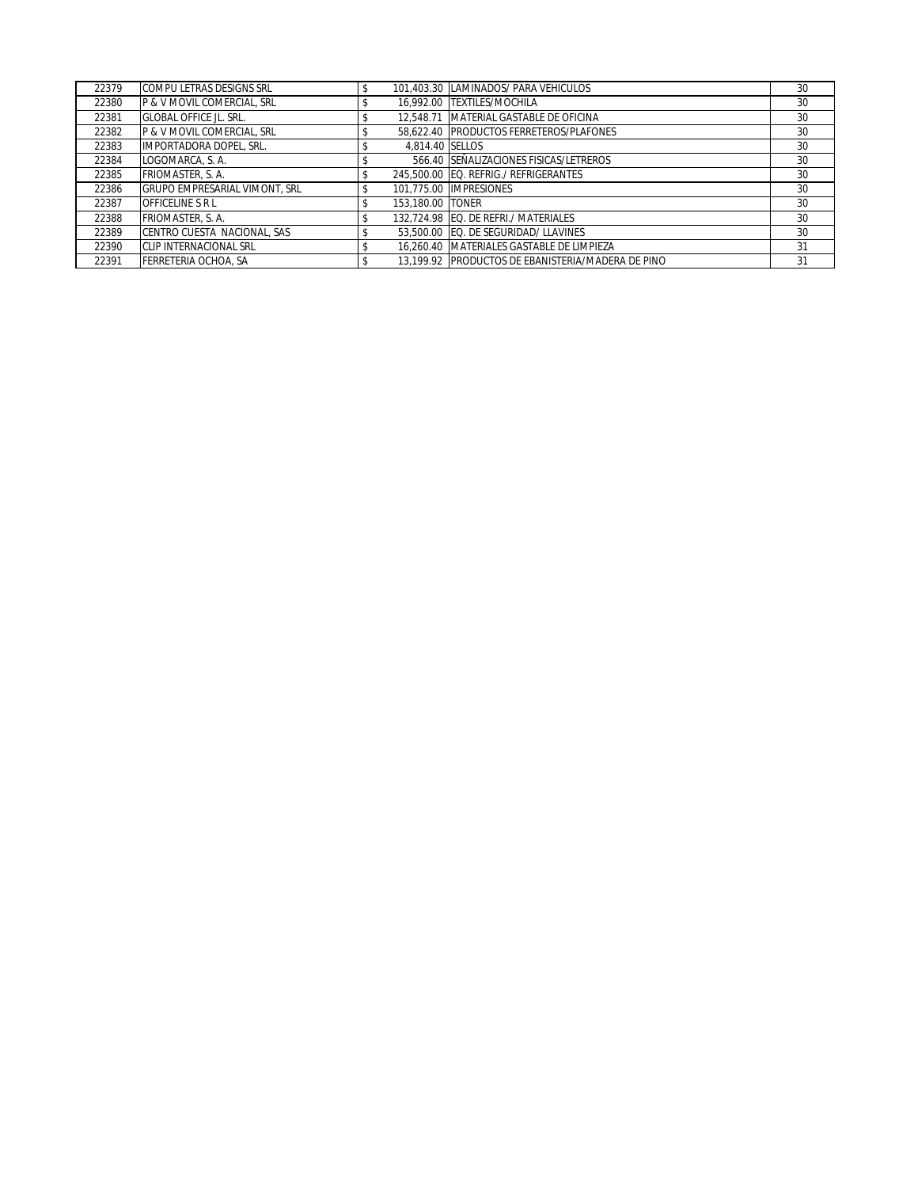| | | | | | |
|---|---|---|---|---|---|
| 22379 | COMPU LETRAS DESIGNS SRL | $ | 101,403.30 | LAMINADOS/ PARA VEHICULOS | 30 |
| 22380 | P & V MOVIL COMERCIAL, SRL | $ | 16,992.00 | TEXTILES/MOCHILA | 30 |
| 22381 | GLOBAL OFFICE JL. SRL. | $ | 12,548.71 | MATERIAL GASTABLE DE OFICINA | 30 |
| 22382 | P & V MOVIL COMERCIAL, SRL | $ | 58,622.40 | PRODUCTOS FERRETEROS/PLAFONES | 30 |
| 22383 | IMPORTADORA DOPEL, SRL. | $ | 4,814.40 | SELLOS | 30 |
| 22384 | LOGOMARCA, S. A. | $ | 566.40 | SEÑALIZACIONES FISICAS/LETREROS | 30 |
| 22385 | FRIOMASTER, S. A. | $ | 245,500.00 | EQ. REFRIG./ REFRIGERANTES | 30 |
| 22386 | GRUPO EMPRESARIAL VIMONT, SRL | $ | 101,775.00 | IMPRESIONES | 30 |
| 22387 | OFFICELINE S R L | $ | 153,180.00 | TONER | 30 |
| 22388 | FRIOMASTER, S. A. | $ | 132,724.98 | EQ. DE REFRI./ MATERIALES | 30 |
| 22389 | CENTRO CUESTA NACIONAL, SAS | $ | 53,500.00 | EQ. DE SEGURIDAD/ LLAVINES | 30 |
| 22390 | CLIP INTERNACIONAL SRL | $ | 16,260.40 | MATERIALES GASTABLE DE LIMPIEZA | 31 |
| 22391 | FERRETERIA OCHOA, SA | $ | 13,199.92 | PRODUCTOS DE EBANISTERIA/MADERA DE PINO | 31 |